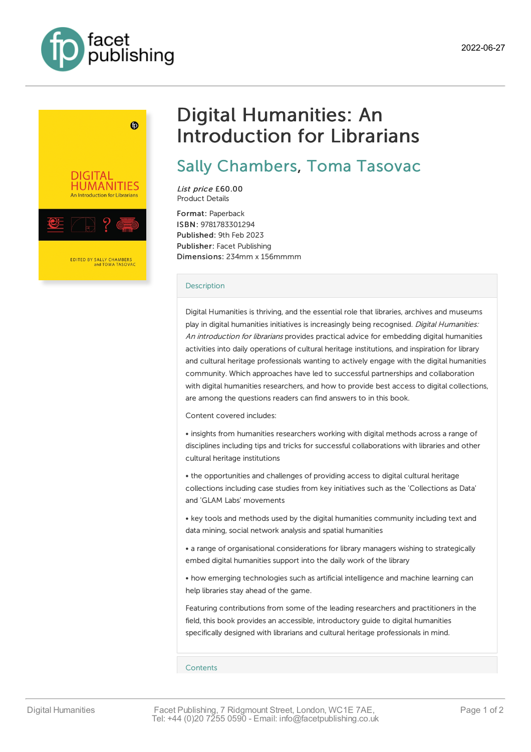facet publishing

2022-06-27

# Digital Humanities: An Introduction for Librarians

## Sally Chambers, Toma Tasovac

*List price* £60.00
Product Details

**Format:** Paperback
**ISBN:** 9781783301294
**Published:** 9th Feb 2023
**Publisher:** Facet Publishing
**Dimensions:** 234mm x 156mmmm

### Description

Digital Humanities is thriving, and the essential role that libraries, archives and museums play in digital humanities initiatives is increasingly being recognised. *Digital Humanities: An introduction for librarians* provides practical advice for embedding digital humanities activities into daily operations of cultural heritage institutions, and inspiration for library and cultural heritage professionals wanting to actively engage with the digital humanities community. Which approaches have led to successful partnerships and collaboration with digital humanities researchers, and how to provide best access to digital collections, are among the questions readers can find answers to in this book.

Content covered includes:

- insights from humanities researchers working with digital methods across a range of disciplines including tips and tricks for successful collaborations with libraries and other cultural heritage institutions
- the opportunities and challenges of providing access to digital cultural heritage collections including case studies from key initiatives such as the 'Collections as Data' and 'GLAM Labs' movements
- key tools and methods used by the digital humanities community including text and data mining, social network analysis and spatial humanities
- a range of organisational considerations for library managers wishing to strategically embed digital humanities support into the daily work of the library
- how emerging technologies such as artificial intelligence and machine learning can help libraries stay ahead of the game.

Featuring contributions from some of the leading researchers and practitioners in the field, this book provides an accessible, introductory guide to digital humanities specifically designed with librarians and cultural heritage professionals in mind.

### Contents

Facet Publishing, 7 Ridgmount Street, London, WC1E 7AE,
Tel: +44 (0)20 7255 0590 - Email: info@facetpublishing.co.uk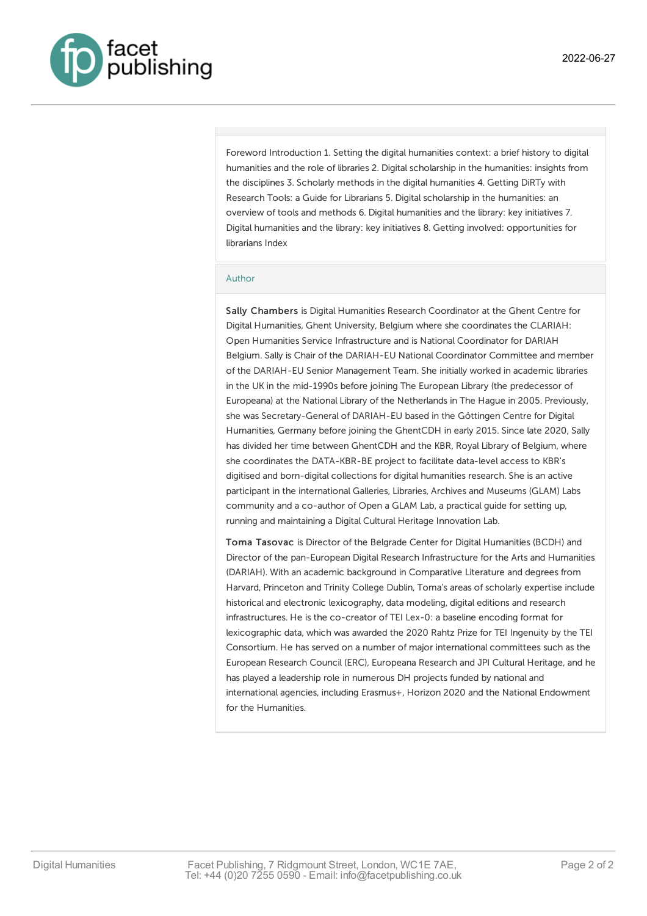Foreword Introduction 1. Setting the digital humanities context: a brief history to digital humanities and the role of libraries 2. Digital scholarship in the humanities: insights from the disciplines 3. Scholarly methods in the digital humanities 4. Getting DiRTy with Research Tools: a Guide for Librarians 5. Digital scholarship in the humanities: an overview of tools and methods 6. Digital humanities and the library: key initiatives 7. Digital humanities and the library: key initiatives 8. Getting involved: opportunities for librarians Index

## Author

**Sally Chambers** is Digital Humanities Research Coordinator at the Ghent Centre for Digital Humanities, Ghent University, Belgium where she coordinates the CLARIAH: Open Humanities Service Infrastructure and is National Coordinator for DARIAH Belgium. Sally is Chair of the DARIAH-EU National Coordinator Committee and member of the DARIAH-EU Senior Management Team. She initially worked in academic libraries in the UK in the mid-1990s before joining The European Library (the predecessor of Europeana) at the National Library of the Netherlands in The Hague in 2005. Previously, she was Secretary-General of DARIAH-EU based in the Göttingen Centre for Digital Humanities, Germany before joining the GhentCDH in early 2015. Since late 2020, Sally has divided her time between GhentCDH and the KBR, Royal Library of Belgium, where she coordinates the DATA-KBR-BE project to facilitate data-level access to KBR's digitised and born-digital collections for digital humanities research. She is an active participant in the international Galleries, Libraries, Archives and Museums (GLAM) Labs community and a co-author of Open a GLAM Lab, a practical guide for setting up, running and maintaining a Digital Cultural Heritage Innovation Lab.

**Toma Tasovac** is Director of the Belgrade Center for Digital Humanities (BCDH) and Director of the pan-European Digital Research Infrastructure for the Arts and Humanities (DARIAH). With an academic background in Comparative Literature and degrees from Harvard, Princeton and Trinity College Dublin, Toma's areas of scholarly expertise include historical and electronic lexicography, data modeling, digital editions and research infrastructures. He is the co-creator of TEI Lex-0: a baseline encoding format for lexicographic data, which was awarded the 2020 Rahtz Prize for TEI Ingenuity by the TEI Consortium. He has served on a number of major international committees such as the European Research Council (ERC), Europeana Research and JPI Cultural Heritage, and he has played a leadership role in numerous DH projects funded by national and international agencies, including Erasmus+, Horizon 2020 and the National Endowment for the Humanities.